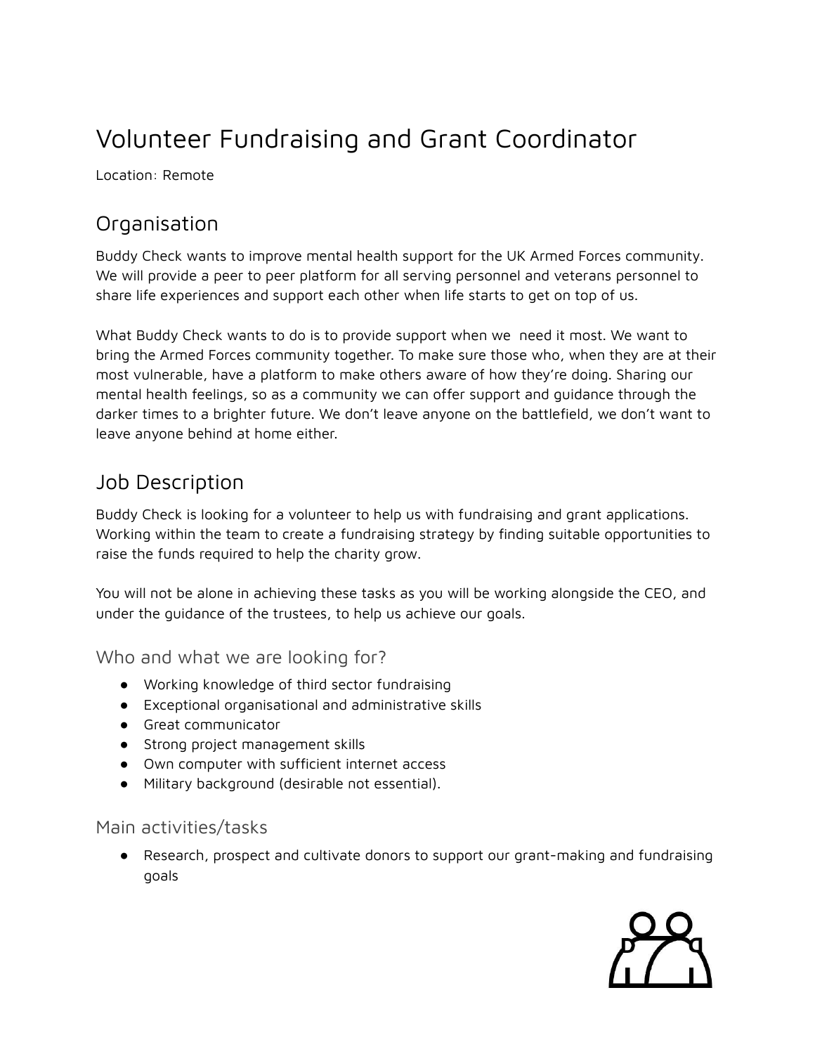# Volunteer Fundraising and Grant Coordinator

Location: Remote

## Organisation

Buddy Check wants to improve mental health support for the UK Armed Forces community. We will provide a peer to peer platform for all serving personnel and veterans personnel to share life experiences and support each other when life starts to get on top of us.

What Buddy Check wants to do is to provide support when we need it most. We want to bring the Armed Forces community together. To make sure those who, when they are at their most vulnerable, have a platform to make others aware of how they're doing. Sharing our mental health feelings, so as a community we can offer support and guidance through the darker times to a brighter future. We don't leave anyone on the battlefield, we don't want to leave anyone behind at home either.

## Job Description

Buddy Check is looking for a volunteer to help us with fundraising and grant applications. Working within the team to create a fundraising strategy by finding suitable opportunities to raise the funds required to help the charity grow.

You will not be alone in achieving these tasks as you will be working alongside the CEO, and under the guidance of the trustees, to help us achieve our goals.

### Who and what we are looking for?

- Working knowledge of third sector fundraising
- Exceptional organisational and administrative skills
- Great communicator
- Strong project management skills
- Own computer with sufficient internet access
- Military background (desirable not essential).

### Main activities/tasks

- Research, prospect and cultivate donors to support our grant-making and fundraising goals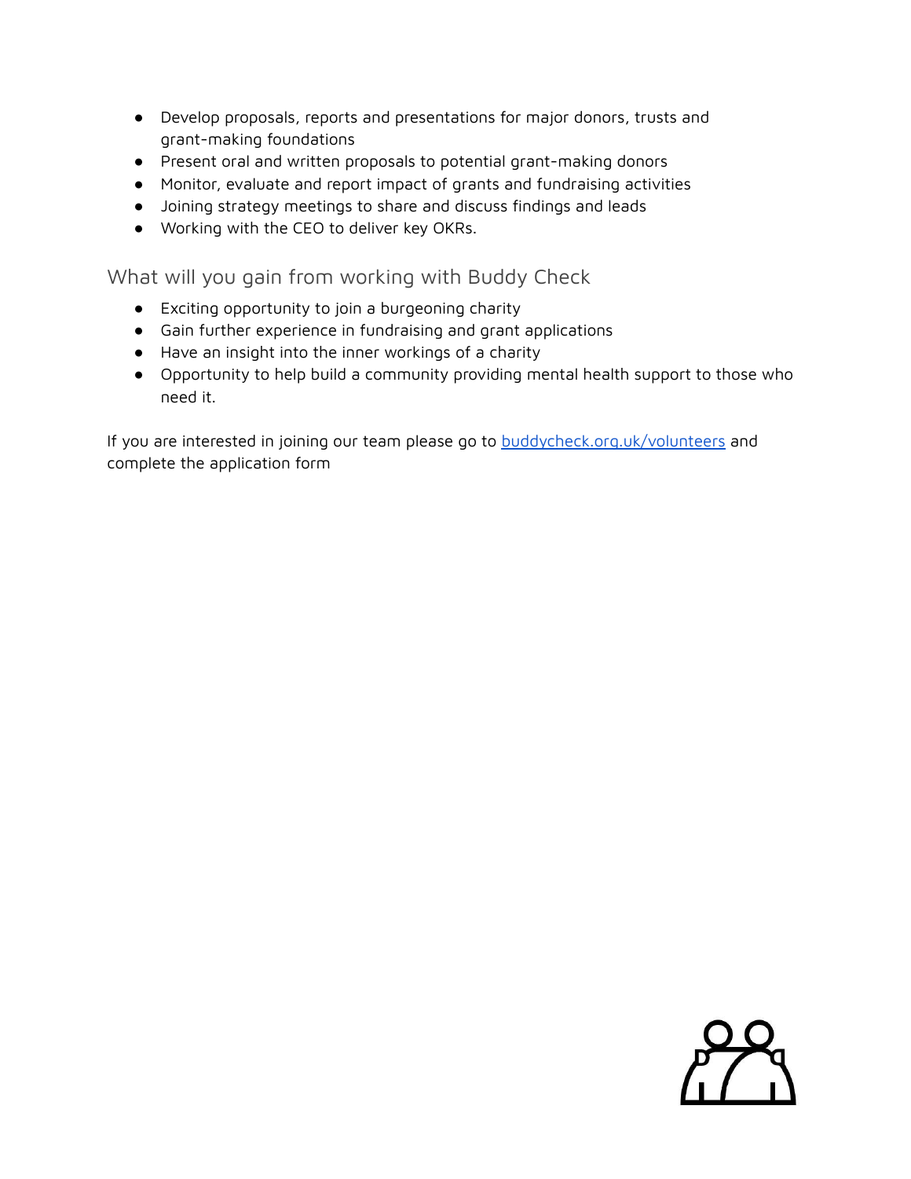- Develop proposals, reports and presentations for major donors, trusts and grant-making foundations
- Present oral and written proposals to potential grant-making donors
- Monitor, evaluate and report impact of grants and fundraising activities
- Joining strategy meetings to share and discuss findings and leads
- Working with the CEO to deliver key OKRs.

## What will you gain from working with Buddy Check

- Exciting opportunity to join a burgeoning charity
- Gain further experience in fundraising and grant applications
- Have an insight into the inner workings of a charity
- Opportunity to help build a community providing mental health support to those who need it.

If you are interested in joining our team please go to [buddycheck.org.uk/volunteers](https://buddycheck.org.uk/volunteers) and complete the application form